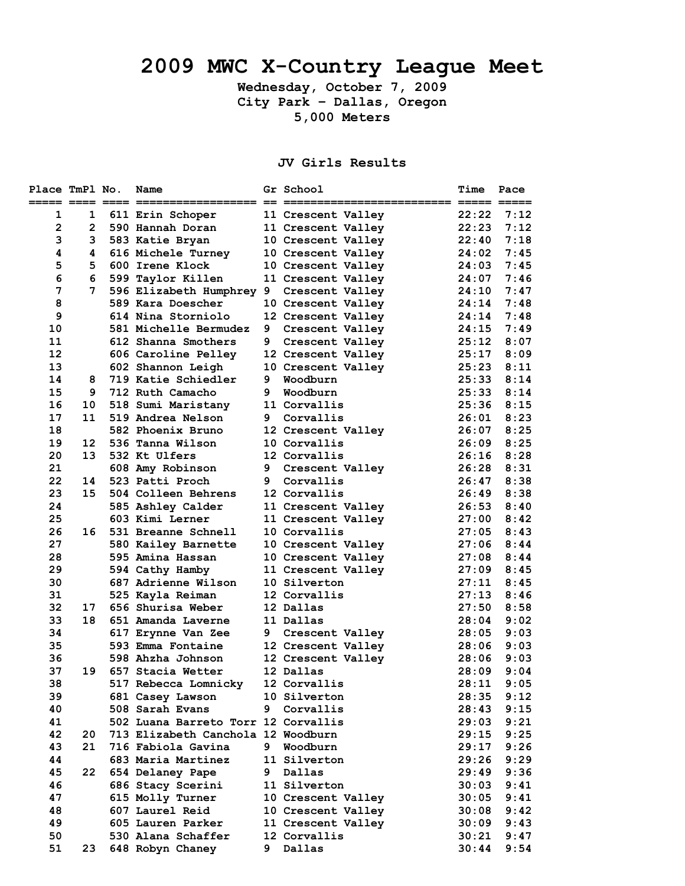# 2009 MWC X-Country League Meet

**Wednesday, October 7, 2009**
**City Park - Dallas, Oregon**
**5,000 Meters**

## JV Girls Results

| Place | TmPl | No. | Name | Gr | School | Time | Pace |
|---|---|---|---|---|---|---|---|
| 1 | 1 | 611 | Erin Schoper | 11 | Crescent Valley | 22:22 | 7:12 |
| 2 | 2 | 590 | Hannah Doran | 11 | Crescent Valley | 22:23 | 7:12 |
| 3 | 3 | 583 | Katie Bryan | 10 | Crescent Valley | 22:40 | 7:18 |
| 4 | 4 | 616 | Michele Turney | 10 | Crescent Valley | 24:02 | 7:45 |
| 5 | 5 | 600 | Irene Klock | 10 | Crescent Valley | 24:03 | 7:45 |
| 6 | 6 | 599 | Taylor Killen | 11 | Crescent Valley | 24:07 | 7:46 |
| 7 | 7 | 596 | Elizabeth Humphrey | 9 | Crescent Valley | 24:10 | 7:47 |
| 8 | | 589 | Kara Doescher | 10 | Crescent Valley | 24:14 | 7:48 |
| 9 | | 614 | Nina Storniolo | 12 | Crescent Valley | 24:14 | 7:48 |
| 10 | | 581 | Michelle Bermudez | 9 | Crescent Valley | 24:15 | 7:49 |
| 11 | | 612 | Shanna Smothers | 9 | Crescent Valley | 25:12 | 8:07 |
| 12 | | 606 | Caroline Pelley | 12 | Crescent Valley | 25:17 | 8:09 |
| 13 | | 602 | Shannon Leigh | 10 | Crescent Valley | 25:23 | 8:11 |
| 14 | 8 | 719 | Katie Schiedler | 9 | Woodburn | 25:33 | 8:14 |
| 15 | 9 | 712 | Ruth Camacho | 9 | Woodburn | 25:33 | 8:14 |
| 16 | 10 | 518 | Sumi Maristany | 11 | Corvallis | 25:36 | 8:15 |
| 17 | 11 | 519 | Andrea Nelson | 9 | Corvallis | 26:01 | 8:23 |
| 18 | | 582 | Phoenix Bruno | 12 | Crescent Valley | 26:07 | 8:25 |
| 19 | 12 | 536 | Tanna Wilson | 10 | Corvallis | 26:09 | 8:25 |
| 20 | 13 | 532 | Kt Ulfers | 12 | Corvallis | 26:16 | 8:28 |
| 21 | | 608 | Amy Robinson | 9 | Crescent Valley | 26:28 | 8:31 |
| 22 | 14 | 523 | Patti Proch | 9 | Corvallis | 26:47 | 8:38 |
| 23 | 15 | 504 | Colleen Behrens | 12 | Corvallis | 26:49 | 8:38 |
| 24 | | 585 | Ashley Calder | 11 | Crescent Valley | 26:53 | 8:40 |
| 25 | | 603 | Kimi Lerner | 11 | Crescent Valley | 27:00 | 8:42 |
| 26 | 16 | 531 | Breanne Schnell | 10 | Corvallis | 27:05 | 8:43 |
| 27 | | 580 | Kailey Barnette | 10 | Crescent Valley | 27:06 | 8:44 |
| 28 | | 595 | Amina Hassan | 10 | Crescent Valley | 27:08 | 8:44 |
| 29 | | 594 | Cathy Hamby | 11 | Crescent Valley | 27:09 | 8:45 |
| 30 | | 687 | Adrienne Wilson | 10 | Silverton | 27:11 | 8:45 |
| 31 | | 525 | Kayla Reiman | 12 | Corvallis | 27:13 | 8:46 |
| 32 | 17 | 656 | Shurisa Weber | 12 | Dallas | 27:50 | 8:58 |
| 33 | 18 | 651 | Amanda Laverne | 11 | Dallas | 28:04 | 9:02 |
| 34 | | 617 | Erynne Van Zee | 9 | Crescent Valley | 28:05 | 9:03 |
| 35 | | 593 | Emma Fontaine | 12 | Crescent Valley | 28:06 | 9:03 |
| 36 | | 598 | Ahzha Johnson | 12 | Crescent Valley | 28:06 | 9:03 |
| 37 | 19 | 657 | Stacia Wetter | 12 | Dallas | 28:09 | 9:04 |
| 38 | | 517 | Rebecca Lomnicky | 12 | Corvallis | 28:11 | 9:05 |
| 39 | | 681 | Casey Lawson | 10 | Silverton | 28:35 | 9:12 |
| 40 | | 508 | Sarah Evans | 9 | Corvallis | 28:43 | 9:15 |
| 41 | | 502 | Luana Barreto Torr | 12 | Corvallis | 29:03 | 9:21 |
| 42 | 20 | 713 | Elizabeth Canchola | 12 | Woodburn | 29:15 | 9:25 |
| 43 | 21 | 716 | Fabiola Gavina | 9 | Woodburn | 29:17 | 9:26 |
| 44 | | 683 | Maria Martinez | 11 | Silverton | 29:26 | 9:29 |
| 45 | 22 | 654 | Delaney Pape | 9 | Dallas | 29:49 | 9:36 |
| 46 | | 686 | Stacy Scerini | 11 | Silverton | 30:03 | 9:41 |
| 47 | | 615 | Molly Turner | 10 | Crescent Valley | 30:05 | 9:41 |
| 48 | | 607 | Laurel Reid | 10 | Crescent Valley | 30:08 | 9:42 |
| 49 | | 605 | Lauren Parker | 11 | Crescent Valley | 30:09 | 9:43 |
| 50 | | 530 | Alana Schaffer | 12 | Corvallis | 30:21 | 9:47 |
| 51 | 23 | 648 | Robyn Chaney | 9 | Dallas | 30:44 | 9:54 |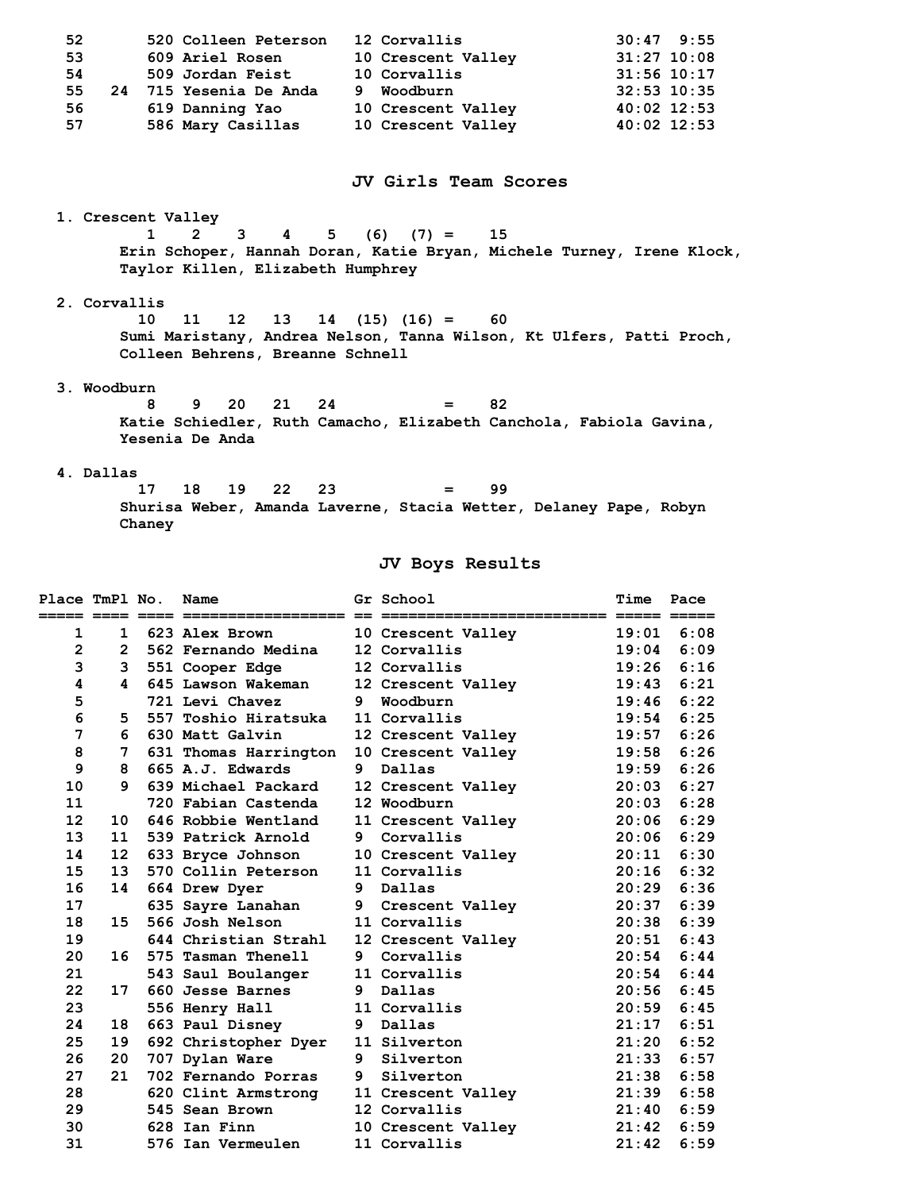| Place | TmPl | No. | Name | Gr | School | Time | Pace |
|---|---|---|---|---|---|---|---|
| 52 | | 520 | Colleen Peterson | 12 | Corvallis | 30:47 | 9:55 |
| 53 | | 609 | Ariel Rosen | 10 | Crescent Valley | 31:27 | 10:08 |
| 54 | | 509 | Jordan Feist | 10 | Corvallis | 31:56 | 10:17 |
| 55 | 24 | 715 | Yesenia De Anda | 9 | Woodburn | 32:53 | 10:35 |
| 56 | | 619 | Danning Yao | 10 | Crescent Valley | 40:02 | 12:53 |
| 57 | | 586 | Mary Casillas | 10 | Crescent Valley | 40:02 | 12:53 |

## JV Girls Team Scores

1. Crescent Valley
   1 2 3 4 5 (6) (7) = 15
   Erin Schoper, Hannah Doran, Katie Bryan, Michele Turney, Irene Klock, Taylor Killen, Elizabeth Humphrey

2. Corvallis
   10 11 12 13 14 (15) (16) = 60
   Sumi Maristany, Andrea Nelson, Tanna Wilson, Kt Ulfers, Patti Proch, Colleen Behrens, Breanne Schnell

3. Woodburn
   8 9 20 21 24 = 82
   Katie Schiedler, Ruth Camacho, Elizabeth Canchola, Fabiola Gavina, Yesenia De Anda

4. Dallas
   17 18 19 22 23 = 99
   Shurisa Weber, Amanda Laverne, Stacia Wetter, Delaney Pape, Robyn Chaney

## JV Boys Results

| Place | TmPl | No. | Name | Gr | School | Time | Pace |
|---|---|---|---|---|---|---|---|
| 1 | 1 | 623 | Alex Brown | 10 | Crescent Valley | 19:01 | 6:08 |
| 2 | 2 | 562 | Fernando Medina | 12 | Corvallis | 19:04 | 6:09 |
| 3 | 3 | 551 | Cooper Edge | 12 | Corvallis | 19:26 | 6:16 |
| 4 | 4 | 645 | Lawson Wakeman | 12 | Crescent Valley | 19:43 | 6:21 |
| 5 | | 721 | Levi Chavez | 9 | Woodburn | 19:46 | 6:22 |
| 6 | 5 | 557 | Toshio Hiratsuka | 11 | Corvallis | 19:54 | 6:25 |
| 7 | 6 | 630 | Matt Galvin | 12 | Crescent Valley | 19:57 | 6:26 |
| 8 | 7 | 631 | Thomas Harrington | 10 | Crescent Valley | 19:58 | 6:26 |
| 9 | 8 | 665 | A.J. Edwards | 9 | Dallas | 19:59 | 6:26 |
| 10 | 9 | 639 | Michael Packard | 12 | Crescent Valley | 20:03 | 6:27 |
| 11 | | 720 | Fabian Castenda | 12 | Woodburn | 20:03 | 6:28 |
| 12 | 10 | 646 | Robbie Wentland | 11 | Crescent Valley | 20:06 | 6:29 |
| 13 | 11 | 539 | Patrick Arnold | 9 | Corvallis | 20:06 | 6:29 |
| 14 | 12 | 633 | Bryce Johnson | 10 | Crescent Valley | 20:11 | 6:30 |
| 15 | 13 | 570 | Collin Peterson | 11 | Corvallis | 20:16 | 6:32 |
| 16 | 14 | 664 | Drew Dyer | 9 | Dallas | 20:29 | 6:36 |
| 17 | | 635 | Sayre Lanahan | 9 | Crescent Valley | 20:37 | 6:39 |
| 18 | 15 | 566 | Josh Nelson | 11 | Corvallis | 20:38 | 6:39 |
| 19 | | 644 | Christian Strahl | 12 | Crescent Valley | 20:51 | 6:43 |
| 20 | 16 | 575 | Tasman Thenell | 9 | Corvallis | 20:54 | 6:44 |
| 21 | | 543 | Saul Boulanger | 11 | Corvallis | 20:54 | 6:44 |
| 22 | 17 | 660 | Jesse Barnes | 9 | Dallas | 20:56 | 6:45 |
| 23 | | 556 | Henry Hall | 11 | Corvallis | 20:59 | 6:45 |
| 24 | 18 | 663 | Paul Disney | 9 | Dallas | 21:17 | 6:51 |
| 25 | 19 | 692 | Christopher Dyer | 11 | Silverton | 21:20 | 6:52 |
| 26 | 20 | 707 | Dylan Ware | 9 | Silverton | 21:33 | 6:57 |
| 27 | 21 | 702 | Fernando Porras | 9 | Silverton | 21:38 | 6:58 |
| 28 | | 620 | Clint Armstrong | 11 | Crescent Valley | 21:39 | 6:58 |
| 29 | | 545 | Sean Brown | 12 | Corvallis | 21:40 | 6:59 |
| 30 | | 628 | Ian Finn | 10 | Crescent Valley | 21:42 | 6:59 |
| 31 | | 576 | Ian Vermeulen | 11 | Corvallis | 21:42 | 6:59 |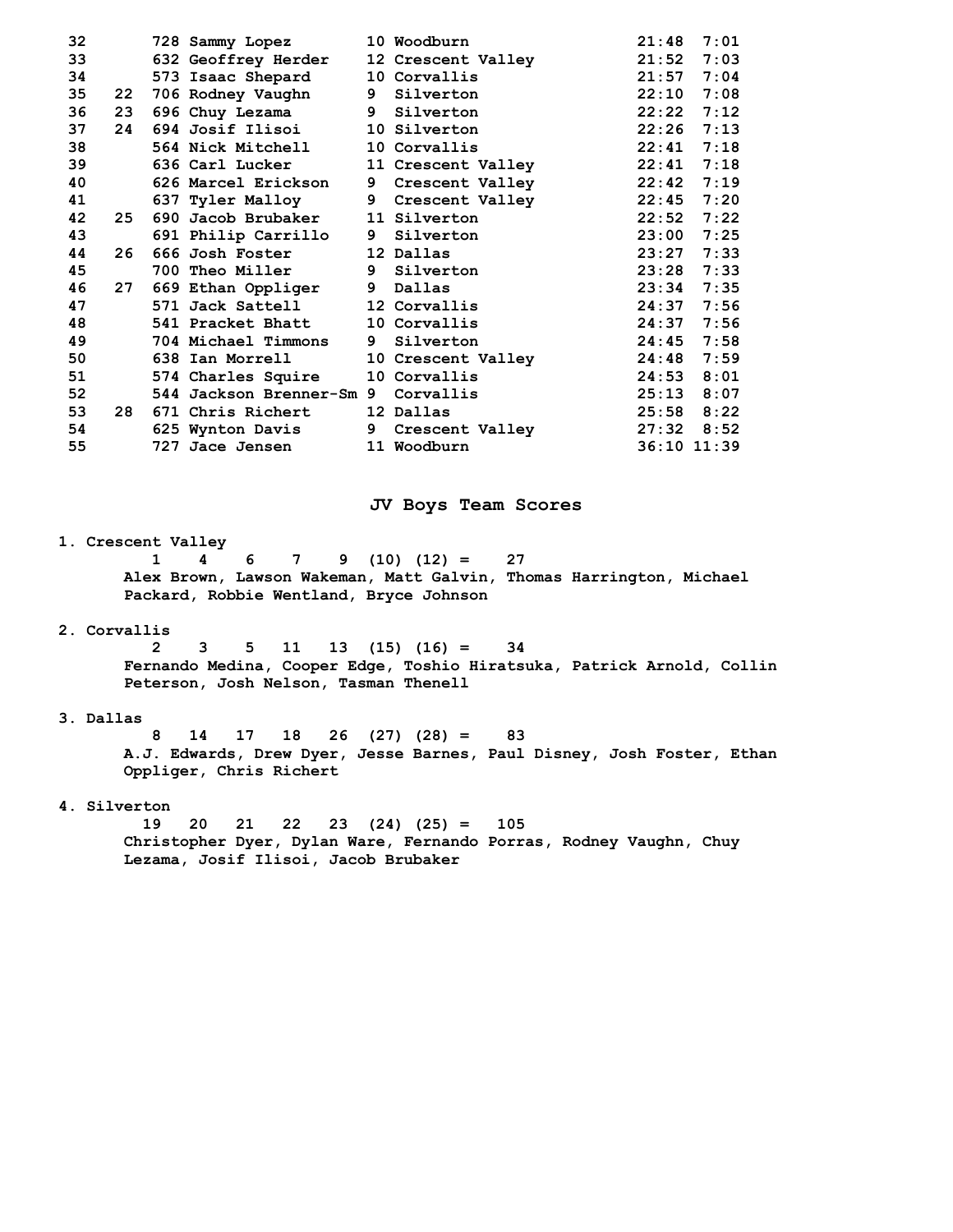| Place | Team Place | Bib | Name | Year | School | Time | Pace |
|---|---|---|---|---|---|---|---|
| 32 | | 728 | Sammy Lopez | 10 | Woodburn | 21:48 | 7:01 |
| 33 | | 632 | Geoffrey Herder | 12 | Crescent Valley | 21:52 | 7:03 |
| 34 | | 573 | Isaac Shepard | 10 | Corvallis | 21:57 | 7:04 |
| 35 | 22 | 706 | Rodney Vaughn | 9 | Silverton | 22:10 | 7:08 |
| 36 | 23 | 696 | Chuy Lezama | 9 | Silverton | 22:22 | 7:12 |
| 37 | 24 | 694 | Josif Ilisoi | 10 | Silverton | 22:26 | 7:13 |
| 38 | | 564 | Nick Mitchell | 10 | Corvallis | 22:41 | 7:18 |
| 39 | | 636 | Carl Lucker | 11 | Crescent Valley | 22:41 | 7:18 |
| 40 | | 626 | Marcel Erickson | 9 | Crescent Valley | 22:42 | 7:19 |
| 41 | | 637 | Tyler Malloy | 9 | Crescent Valley | 22:45 | 7:20 |
| 42 | 25 | 690 | Jacob Brubaker | 11 | Silverton | 22:52 | 7:22 |
| 43 | | 691 | Philip Carrillo | 9 | Silverton | 23:00 | 7:25 |
| 44 | 26 | 666 | Josh Foster | 12 | Dallas | 23:27 | 7:33 |
| 45 | | 700 | Theo Miller | 9 | Silverton | 23:28 | 7:33 |
| 46 | 27 | 669 | Ethan Oppliger | 9 | Dallas | 23:34 | 7:35 |
| 47 | | 571 | Jack Sattell | 12 | Corvallis | 24:37 | 7:56 |
| 48 | | 541 | Pracket Bhatt | 10 | Corvallis | 24:37 | 7:56 |
| 49 | | 704 | Michael Timmons | 9 | Silverton | 24:45 | 7:58 |
| 50 | | 638 | Ian Morrell | 10 | Crescent Valley | 24:48 | 7:59 |
| 51 | | 574 | Charles Squire | 10 | Corvallis | 24:53 | 8:01 |
| 52 | | 544 | Jackson Brenner-Sm | 9 | Corvallis | 25:13 | 8:07 |
| 53 | 28 | 671 | Chris Richert | 12 | Dallas | 25:58 | 8:22 |
| 54 | | 625 | Wynton Davis | 9 | Crescent Valley | 27:32 | 8:52 |
| 55 | | 727 | Jace Jensen | 11 | Woodburn | 36:10 | 11:39 |

## JV Boys Team Scores

**1. Crescent Valley**
1 4 6 7 9 (10) (12) = 27
Alex Brown, Lawson Wakeman, Matt Galvin, Thomas Harrington, Michael Packard, Robbie Wentland, Bryce Johnson

**2. Corvallis**
2 3 5 11 13 (15) (16) = 34
Fernando Medina, Cooper Edge, Toshio Hiratsuka, Patrick Arnold, Collin Peterson, Josh Nelson, Tasman Thenell

**3. Dallas**
8 14 17 18 26 (27) (28) = 83
A.J. Edwards, Drew Dyer, Jesse Barnes, Paul Disney, Josh Foster, Ethan Oppliger, Chris Richert

**4. Silverton**
19 20 21 22 23 (24) (25) = 105
Christopher Dyer, Dylan Ware, Fernando Porras, Rodney Vaughn, Chuy Lezama, Josif Ilisoi, Jacob Brubaker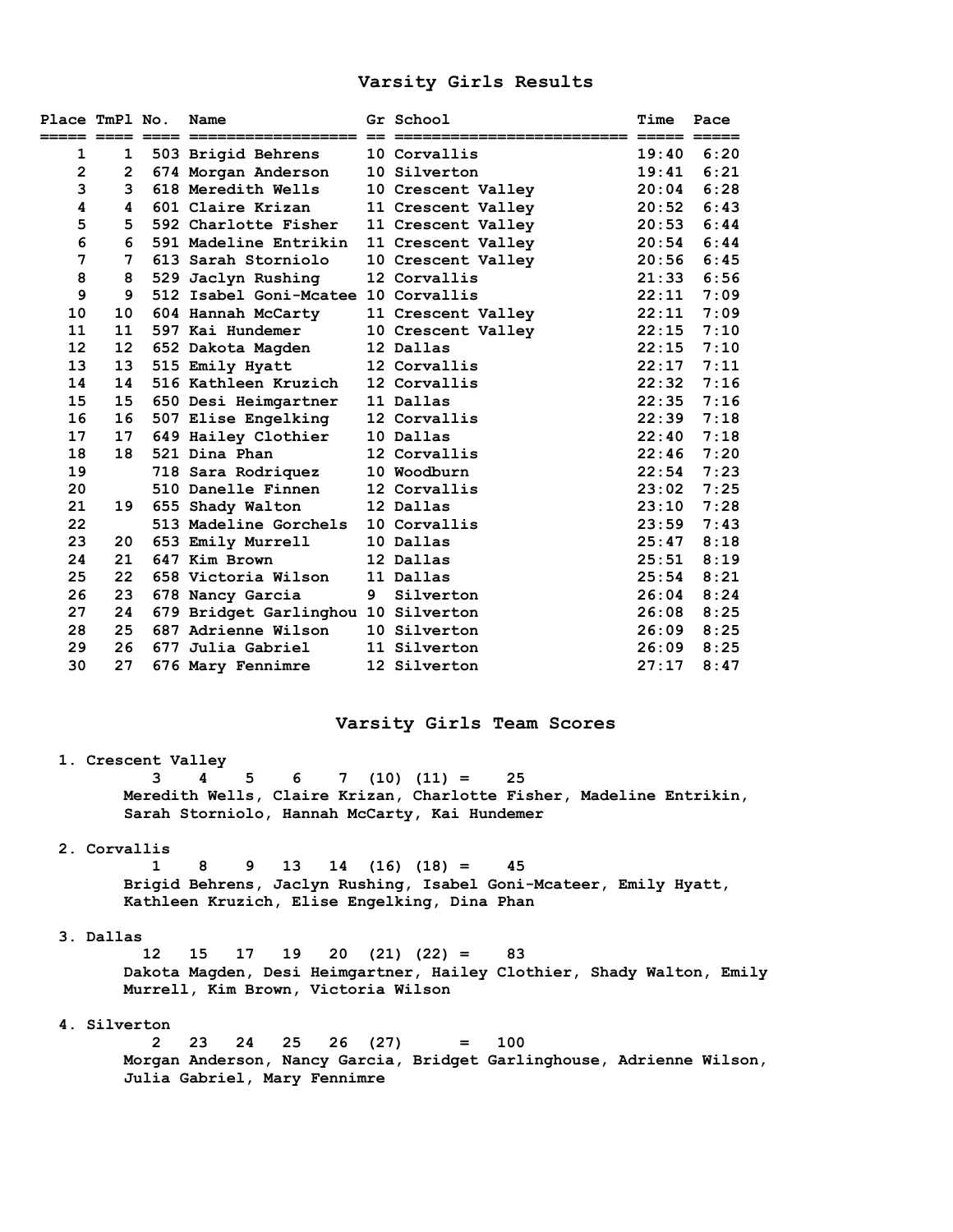## Varsity Girls Results

| Place | TmPl | No. | Name | Gr | School | Time | Pace |
|---|---|---|---|---|---|---|---|
| 1 | 1 | 503 | Brigid Behrens | 10 | Corvallis | 19:40 | 6:20 |
| 2 | 2 | 674 | Morgan Anderson | 10 | Silverton | 19:41 | 6:21 |
| 3 | 3 | 618 | Meredith Wells | 10 | Crescent Valley | 20:04 | 6:28 |
| 4 | 4 | 601 | Claire Krizan | 11 | Crescent Valley | 20:52 | 6:43 |
| 5 | 5 | 592 | Charlotte Fisher | 11 | Crescent Valley | 20:53 | 6:44 |
| 6 | 6 | 591 | Madeline Entrikin | 11 | Crescent Valley | 20:54 | 6:44 |
| 7 | 7 | 613 | Sarah Storniolo | 10 | Crescent Valley | 20:56 | 6:45 |
| 8 | 8 | 529 | Jaclyn Rushing | 12 | Corvallis | 21:33 | 6:56 |
| 9 | 9 | 512 | Isabel Goni-Mcatee | 10 | Corvallis | 22:11 | 7:09 |
| 10 | 10 | 604 | Hannah McCarty | 11 | Crescent Valley | 22:11 | 7:09 |
| 11 | 11 | 597 | Kai Hundemer | 10 | Crescent Valley | 22:15 | 7:10 |
| 12 | 12 | 652 | Dakota Magden | 12 | Dallas | 22:15 | 7:10 |
| 13 | 13 | 515 | Emily Hyatt | 12 | Corvallis | 22:17 | 7:11 |
| 14 | 14 | 516 | Kathleen Kruzich | 12 | Corvallis | 22:32 | 7:16 |
| 15 | 15 | 650 | Desi Heimgartner | 11 | Dallas | 22:35 | 7:16 |
| 16 | 16 | 507 | Elise Engelking | 12 | Corvallis | 22:39 | 7:18 |
| 17 | 17 | 649 | Hailey Clothier | 10 | Dallas | 22:40 | 7:18 |
| 18 | 18 | 521 | Dina Phan | 12 | Corvallis | 22:46 | 7:20 |
| 19 | | 718 | Sara Rodriquez | 10 | Woodburn | 22:54 | 7:23 |
| 20 | | 510 | Danelle Finnen | 12 | Corvallis | 23:02 | 7:25 |
| 21 | 19 | 655 | Shady Walton | 12 | Dallas | 23:10 | 7:28 |
| 22 | | 513 | Madeline Gorchels | 10 | Corvallis | 23:59 | 7:43 |
| 23 | 20 | 653 | Emily Murrell | 10 | Dallas | 25:47 | 8:18 |
| 24 | 21 | 647 | Kim Brown | 12 | Dallas | 25:51 | 8:19 |
| 25 | 22 | 658 | Victoria Wilson | 11 | Dallas | 25:54 | 8:21 |
| 26 | 23 | 678 | Nancy Garcia | 9 | Silverton | 26:04 | 8:24 |
| 27 | 24 | 679 | Bridget Garlinghou | 10 | Silverton | 26:08 | 8:25 |
| 28 | 25 | 687 | Adrienne Wilson | 10 | Silverton | 26:09 | 8:25 |
| 29 | 26 | 677 | Julia Gabriel | 11 | Silverton | 26:09 | 8:25 |
| 30 | 27 | 676 | Mary Fennimre | 12 | Silverton | 27:17 | 8:47 |

## Varsity Girls Team Scores

1. Crescent Valley
   3 4 5 6 7 (10) (11) = 25
   Meredith Wells, Claire Krizan, Charlotte Fisher, Madeline Entrikin, Sarah Storniolo, Hannah McCarty, Kai Hundemer

2. Corvallis
   1 8 9 13 14 (16) (18) = 45
   Brigid Behrens, Jaclyn Rushing, Isabel Goni-Mcateer, Emily Hyatt, Kathleen Kruzich, Elise Engelking, Dina Phan

3. Dallas
   12 15 17 19 20 (21) (22) = 83
   Dakota Magden, Desi Heimgartner, Hailey Clothier, Shady Walton, Emily Murrell, Kim Brown, Victoria Wilson

4. Silverton
   2 23 24 25 26 (27) = 100
   Morgan Anderson, Nancy Garcia, Bridget Garlinghouse, Adrienne Wilson, Julia Gabriel, Mary Fennimre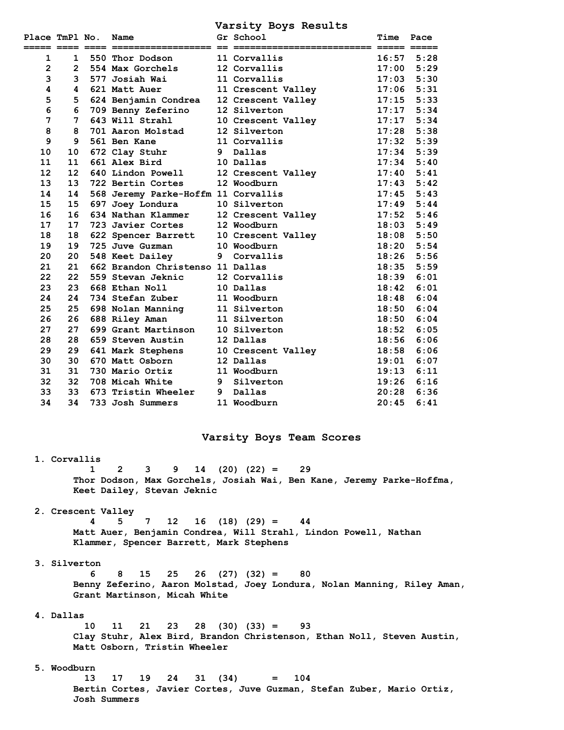## Varsity Boys Results

| Place | TmPl | No. | Name | Gr | School | Time | Pace |
|---|---|---|---|---|---|---|---|
| 1 | 1 | 550 | Thor Dodson | 11 | Corvallis | 16:57 | 5:28 |
| 2 | 2 | 554 | Max Gorchels | 12 | Corvallis | 17:00 | 5:29 |
| 3 | 3 | 577 | Josiah Wai | 11 | Corvallis | 17:03 | 5:30 |
| 4 | 4 | 621 | Matt Auer | 11 | Crescent Valley | 17:06 | 5:31 |
| 5 | 5 | 624 | Benjamin Condrea | 12 | Crescent Valley | 17:15 | 5:33 |
| 6 | 6 | 709 | Benny Zeferino | 12 | Silverton | 17:17 | 5:34 |
| 7 | 7 | 643 | Will Strahl | 10 | Crescent Valley | 17:17 | 5:34 |
| 8 | 8 | 701 | Aaron Molstad | 12 | Silverton | 17:28 | 5:38 |
| 9 | 9 | 561 | Ben Kane | 11 | Corvallis | 17:32 | 5:39 |
| 10 | 10 | 672 | Clay Stuhr | 9 | Dallas | 17:34 | 5:39 |
| 11 | 11 | 661 | Alex Bird | 10 | Dallas | 17:34 | 5:40 |
| 12 | 12 | 640 | Lindon Powell | 12 | Crescent Valley | 17:40 | 5:41 |
| 13 | 13 | 722 | Bertin Cortes | 12 | Woodburn | 17:43 | 5:42 |
| 14 | 14 | 568 | Jeremy Parke-Hoffm | 11 | Corvallis | 17:45 | 5:43 |
| 15 | 15 | 697 | Joey Londura | 10 | Silverton | 17:49 | 5:44 |
| 16 | 16 | 634 | Nathan Klammer | 12 | Crescent Valley | 17:52 | 5:46 |
| 17 | 17 | 723 | Javier Cortes | 12 | Woodburn | 18:03 | 5:49 |
| 18 | 18 | 622 | Spencer Barrett | 10 | Crescent Valley | 18:08 | 5:50 |
| 19 | 19 | 725 | Juve Guzman | 10 | Woodburn | 18:20 | 5:54 |
| 20 | 20 | 548 | Keet Dailey | 9 | Corvallis | 18:26 | 5:56 |
| 21 | 21 | 662 | Brandon Christenso | 11 | Dallas | 18:35 | 5:59 |
| 22 | 22 | 559 | Stevan Jeknic | 12 | Corvallis | 18:39 | 6:01 |
| 23 | 23 | 668 | Ethan Noll | 10 | Dallas | 18:42 | 6:01 |
| 24 | 24 | 734 | Stefan Zuber | 11 | Woodburn | 18:48 | 6:04 |
| 25 | 25 | 698 | Nolan Manning | 11 | Silverton | 18:50 | 6:04 |
| 26 | 26 | 688 | Riley Aman | 11 | Silverton | 18:50 | 6:04 |
| 27 | 27 | 699 | Grant Martinson | 10 | Silverton | 18:52 | 6:05 |
| 28 | 28 | 659 | Steven Austin | 12 | Dallas | 18:56 | 6:06 |
| 29 | 29 | 641 | Mark Stephens | 10 | Crescent Valley | 18:58 | 6:06 |
| 30 | 30 | 670 | Matt Osborn | 12 | Dallas | 19:01 | 6:07 |
| 31 | 31 | 730 | Mario Ortiz | 11 | Woodburn | 19:13 | 6:11 |
| 32 | 32 | 708 | Micah White | 9 | Silverton | 19:26 | 6:16 |
| 33 | 33 | 673 | Tristin Wheeler | 9 | Dallas | 20:28 | 6:36 |
| 34 | 34 | 733 | Josh Summers | 11 | Woodburn | 20:45 | 6:41 |

## Varsity Boys Team Scores

1. **Corvallis**
   1 2 3 9 14 (20) (22) = 29
   Thor Dodson, Max Gorchels, Josiah Wai, Ben Kane, Jeremy Parke-Hoffma, Keet Dailey, Stevan Jeknic

2. **Crescent Valley**
   4 5 7 12 16 (18) (29) = 44
   Matt Auer, Benjamin Condrea, Will Strahl, Lindon Powell, Nathan Klammer, Spencer Barrett, Mark Stephens

3. **Silverton**
   6 8 15 25 26 (27) (32) = 80
   Benny Zeferino, Aaron Molstad, Joey Londura, Nolan Manning, Riley Aman, Grant Martinson, Micah White

4. **Dallas**
   10 11 21 23 28 (30) (33) = 93
   Clay Stuhr, Alex Bird, Brandon Christenson, Ethan Noll, Steven Austin, Matt Osborn, Tristin Wheeler

5. **Woodburn**
   13 17 19 24 31 (34) = 104
   Bertin Cortes, Javier Cortes, Juve Guzman, Stefan Zuber, Mario Ortiz, Josh Summers